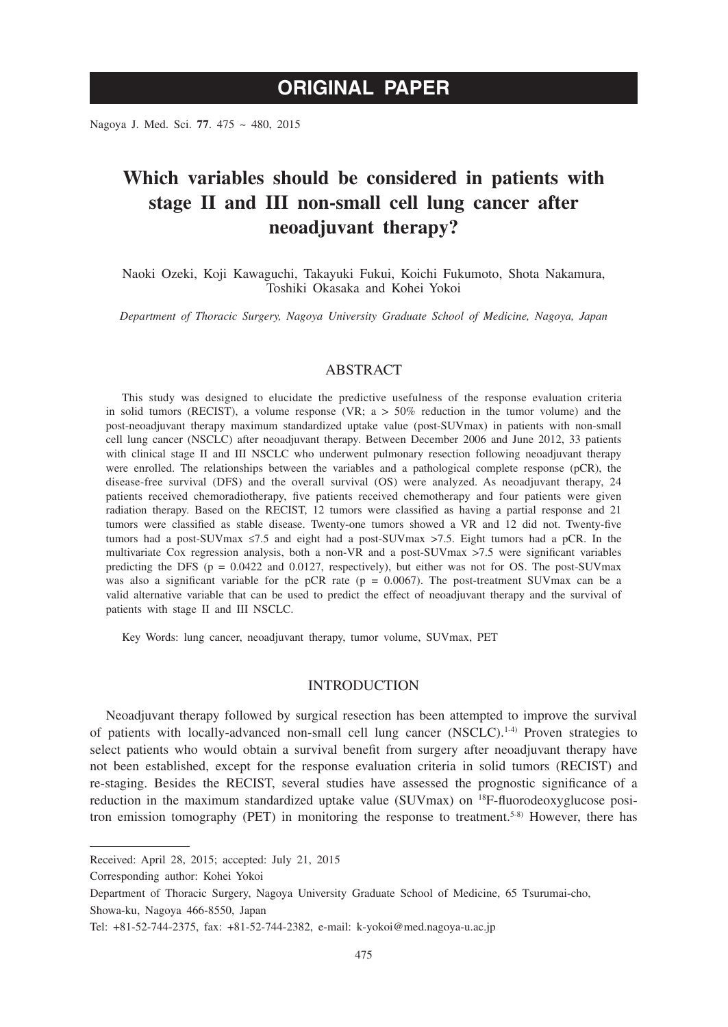ORIGINAL PAPER

# Which variables should be considered in patients with stage II and III non-small cell lung cancer after neoadjuvant therapy?

Naoki Ozeki, Koji Kawaguchi, Takayuki Fukui, Koichi Fukumoto, Shota Nakamura, Toshiki Okasaka and Kohei Yokoi

*Department of Thoracic Surgery, Nagoya University Graduate School of Medicine, Nagoya, Japan*

## ABSTRACT

This study was designed to elucidate the predictive usefulness of the response evaluation criteria in solid tumors (RECIST), a volume response (VR; a > 50% reduction in the tumor volume) and the post-neoadjuvant therapy maximum standardized uptake value (post-SUVmax) in patients with non-small cell lung cancer (NSCLC) after neoadjuvant therapy. Between December 2006 and June 2012, 33 patients with clinical stage II and III NSCLC who underwent pulmonary resection following neoadjuvant therapy were enrolled. The relationships between the variables and a pathological complete response (pCR), the disease-free survival (DFS) and the overall survival (OS) were analyzed. As neoadjuvant therapy, 24 patients received chemoradiotherapy, five patients received chemotherapy and four patients were given radiation therapy. Based on the RECIST, 12 tumors were classified as having a partial response and 21 tumors were classified as stable disease. Twenty-one tumors showed a VR and 12 did not. Twenty-five tumors had a post-SUVmax ≤7.5 and eight had a post-SUVmax >7.5. Eight tumors had a pCR. In the multivariate Cox regression analysis, both a non-VR and a post-SUVmax >7.5 were significant variables predicting the DFS ($p = 0.0422$ and $0.0127$, respectively), but either was not for OS. The post-SUVmax was also a significant variable for the pCR rate ($p = 0.0067$). The post-treatment SUVmax can be a valid alternative variable that can be used to predict the effect of neoadjuvant therapy and the survival of patients with stage II and III NSCLC.

Key Words: lung cancer, neoadjuvant therapy, tumor volume, SUVmax, PET

## INTRODUCTION

Neoadjuvant therapy followed by surgical resection has been attempted to improve the survival of patients with locally-advanced non-small cell lung cancer (NSCLC).[1-4] Proven strategies to select patients who would obtain a survival benefit from surgery after neoadjuvant therapy have not been established, except for the response evaluation criteria in solid tumors (RECIST) and re-staging. Besides the RECIST, several studies have assessed the prognostic significance of a reduction in the maximum standardized uptake value (SUVmax) on $^{18}$F-fluorodeoxyglucose positron emission tomography (PET) in monitoring the response to treatment.[5-8] However, there has

---

Received: April 28, 2015; accepted: July 21, 2015

Corresponding author: Kohei Yokoi

Department of Thoracic Surgery, Nagoya University Graduate School of Medicine, 65 Tsurumai-cho, Showa-ku, Nagoya 466-8550, Japan

Tel: +81-52-744-2375, fax: +81-52-744-2382, e-mail: k-yokoi@med.nagoya-u.ac.jp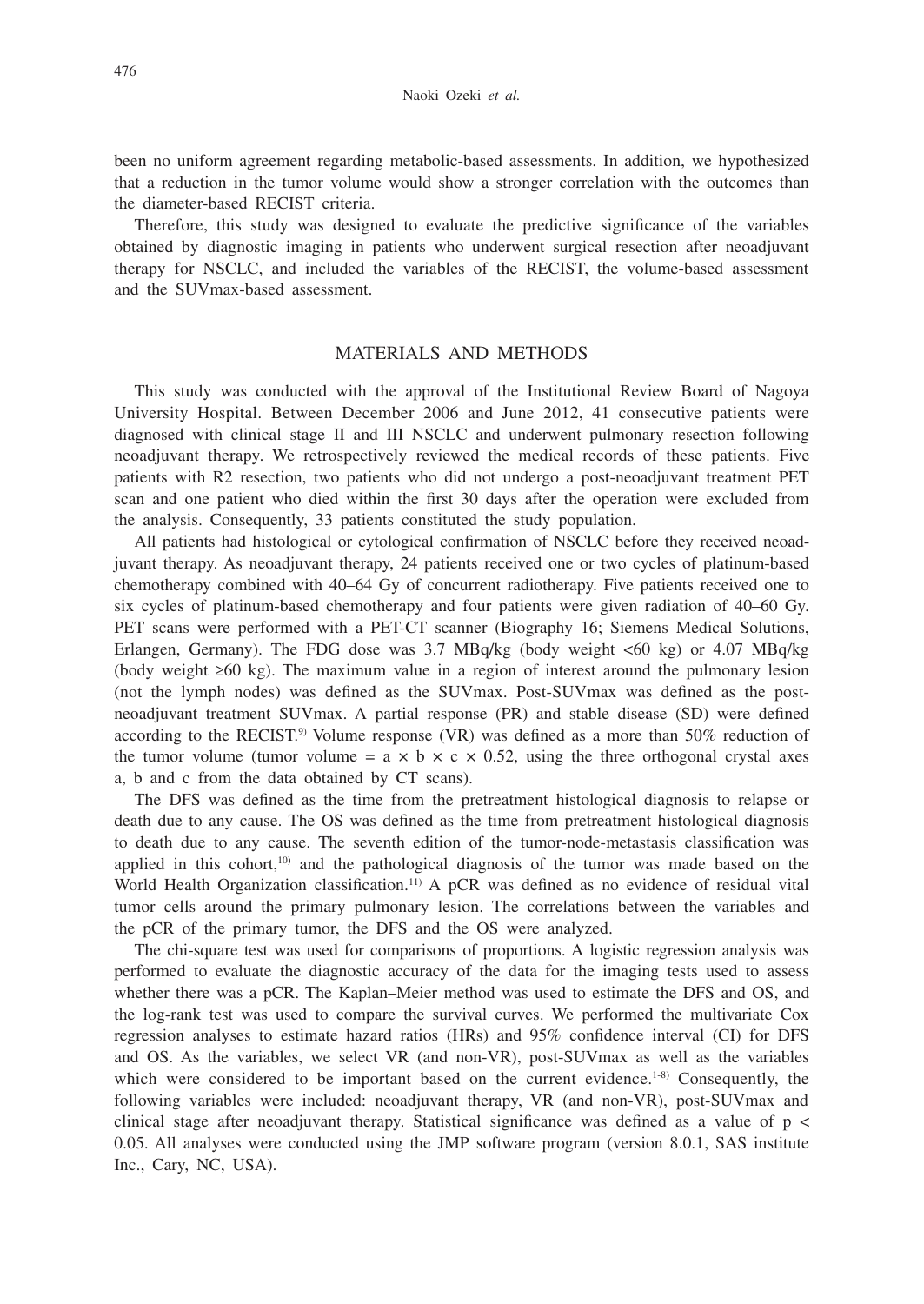been no uniform agreement regarding metabolic-based assessments. In addition, we hypothesized that a reduction in the tumor volume would show a stronger correlation with the outcomes than the diameter-based RECIST criteria.

Therefore, this study was designed to evaluate the predictive significance of the variables obtained by diagnostic imaging in patients who underwent surgical resection after neoadjuvant therapy for NSCLC, and included the variables of the RECIST, the volume-based assessment and the SUVmax-based assessment.

## MATERIALS AND METHODS

This study was conducted with the approval of the Institutional Review Board of Nagoya University Hospital. Between December 2006 and June 2012, 41 consecutive patients were diagnosed with clinical stage II and III NSCLC and underwent pulmonary resection following neoadjuvant therapy. We retrospectively reviewed the medical records of these patients. Five patients with R2 resection, two patients who did not undergo a post-neoadjuvant treatment PET scan and one patient who died within the first 30 days after the operation were excluded from the analysis. Consequently, 33 patients constituted the study population.

All patients had histological or cytological confirmation of NSCLC before they received neoadjuvant therapy. As neoadjuvant therapy, 24 patients received one or two cycles of platinum-based chemotherapy combined with 40–64 Gy of concurrent radiotherapy. Five patients received one to six cycles of platinum-based chemotherapy and four patients were given radiation of 40–60 Gy. PET scans were performed with a PET-CT scanner (Biography 16; Siemens Medical Solutions, Erlangen, Germany). The FDG dose was 3.7 MBq/kg (body weight <60 kg) or 4.07 MBq/kg (body weight ≥60 kg). The maximum value in a region of interest around the pulmonary lesion (not the lymph nodes) was defined as the SUVmax. Post-SUVmax was defined as the post-neoadjuvant treatment SUVmax. A partial response (PR) and stable disease (SD) were defined according to the RECIST.[9] Volume response (VR) was defined as a more than 50% reduction of the tumor volume (tumor volume = $a \times b \times c \times 0.52$, using the three orthogonal crystal axes a, b and c from the data obtained by CT scans).

The DFS was defined as the time from the pretreatment histological diagnosis to relapse or death due to any cause. The OS was defined as the time from pretreatment histological diagnosis to death due to any cause. The seventh edition of the tumor-node-metastasis classification was applied in this cohort,[10] and the pathological diagnosis of the tumor was made based on the World Health Organization classification.[11] A pCR was defined as no evidence of residual vital tumor cells around the primary pulmonary lesion. The correlations between the variables and the pCR of the primary tumor, the DFS and the OS were analyzed.

The chi-square test was used for comparisons of proportions. A logistic regression analysis was performed to evaluate the diagnostic accuracy of the data for the imaging tests used to assess whether there was a pCR. The Kaplan–Meier method was used to estimate the DFS and OS, and the log-rank test was used to compare the survival curves. We performed the multivariate Cox regression analyses to estimate hazard ratios (HRs) and 95% confidence interval (CI) for DFS and OS. As the variables, we select VR (and non-VR), post-SUVmax as well as the variables which were considered to be important based on the current evidence.[1-8] Consequently, the following variables were included: neoadjuvant therapy, VR (and non-VR), post-SUVmax and clinical stage after neoadjuvant therapy. Statistical significance was defined as a value of $p < 0.05$. All analyses were conducted using the JMP software program (version 8.0.1, SAS institute Inc., Cary, NC, USA).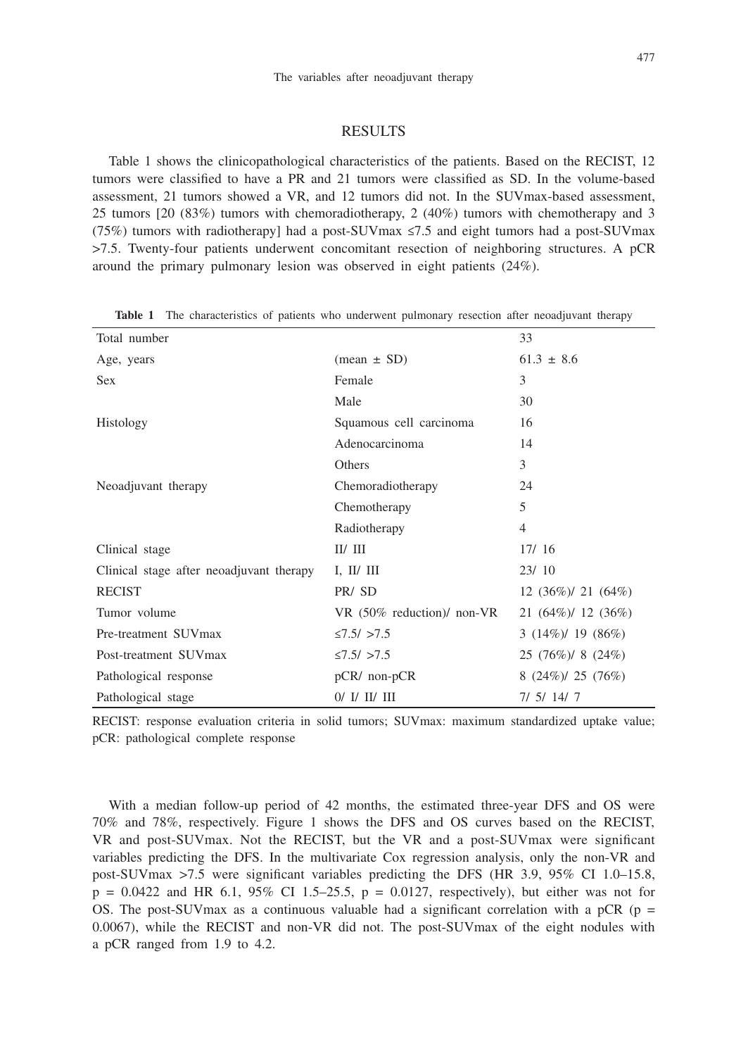## RESULTS

Table 1 shows the clinicopathological characteristics of the patients. Based on the RECIST, 12 tumors were classified to have a PR and 21 tumors were classified as SD. In the volume-based assessment, 21 tumors showed a VR, and 12 tumors did not. In the SUVmax-based assessment, 25 tumors [20 (83%) tumors with chemoradiotherapy, 2 (40%) tumors with chemotherapy and 3 (75%) tumors with radiotherapy] had a post-SUVmax ≤7.5 and eight tumors had a post-SUVmax >7.5. Twenty-four patients underwent concomitant resection of neighboring structures. A pCR around the primary pulmonary lesion was observed in eight patients (24%).

**Table 1** The characteristics of patients who underwent pulmonary resection after neoadjuvant therapy

| Total number | | 33 |
|---|---|---|
| Age, years | (mean ± SD) | 61.3 ± 8.6 |
| Sex | Female | 3 |
| | Male | 30 |
| Histology | Squamous cell carcinoma | 16 |
| | Adenocarcinoma | 14 |
| | Others | 3 |
| Neoadjuvant therapy | Chemoradiotherapy | 24 |
| | Chemotherapy | 5 |
| | Radiotherapy | 4 |
| Clinical stage | II/ III | 17/ 16 |
| Clinical stage after neoadjuvant therapy | I, II/ III | 23/ 10 |
| RECIST | PR/ SD | 12 (36%)/ 21 (64%) |
| Tumor volume | VR (50% reduction)/ non-VR | 21 (64%)/ 12 (36%) |
| Pre-treatment SUVmax | ≤7.5/ >7.5 | 3 (14%)/ 19 (86%) |
| Post-treatment SUVmax | ≤7.5/ >7.5 | 25 (76%)/ 8 (24%) |
| Pathological response | pCR/ non-pCR | 8 (24%)/ 25 (76%) |
| Pathological stage | 0/ I/ II/ III | 7/ 5/ 14/ 7 |

RECIST: response evaluation criteria in solid tumors; SUVmax: maximum standardized uptake value; pCR: pathological complete response

With a median follow-up period of 42 months, the estimated three-year DFS and OS were 70% and 78%, respectively. Figure 1 shows the DFS and OS curves based on the RECIST, VR and post-SUVmax. Not the RECIST, but the VR and a post-SUVmax were significant variables predicting the DFS. In the multivariate Cox regression analysis, only the non-VR and post-SUVmax >7.5 were significant variables predicting the DFS (HR 3.9, 95% CI 1.0–15.8, $p = 0.0422$ and HR 6.1, 95% CI 1.5–25.5, $p = 0.0127$, respectively), but either was not for OS. The post-SUVmax as a continuous valuable had a significant correlation with a pCR ($p = 0.0067$), while the RECIST and non-VR did not. The post-SUVmax of the eight nodules with a pCR ranged from 1.9 to 4.2.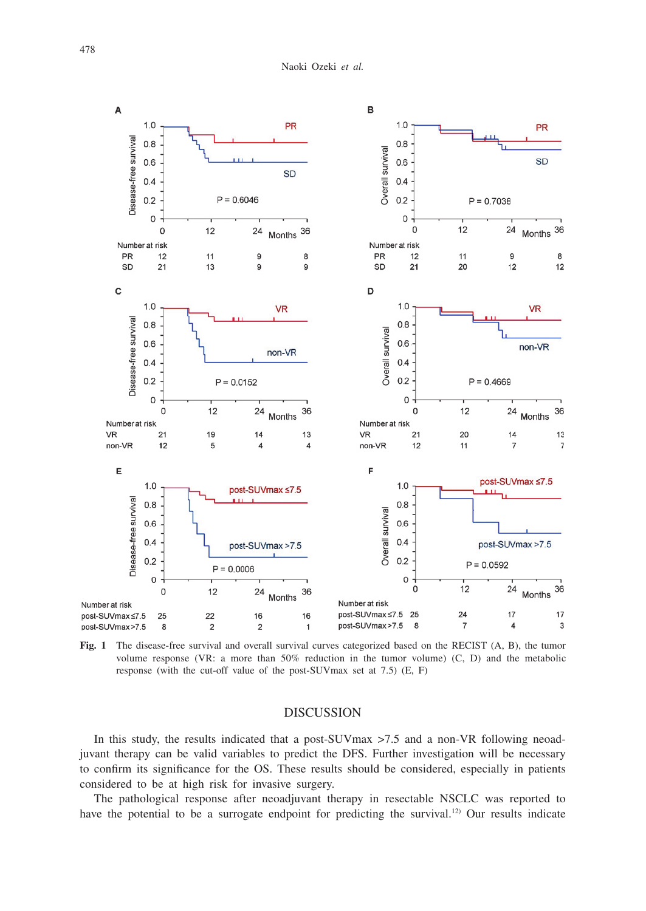**Fig. 1** The disease-free survival and overall survival curves categorized based on the RECIST (A, B), the tumor volume response (VR: a more than 50% reduction in the tumor volume) (C, D) and the metabolic response (with the cut-off value of the post-SUVmax set at 7.5) (E, F)

## DISCUSSION

In this study, the results indicated that a post-SUVmax >7.5 and a non-VR following neoadjuvant therapy can be valid variables to predict the DFS. Further investigation will be necessary to confirm its significance for the OS. These results should be considered, especially in patients considered to be at high risk for invasive surgery.

The pathological response after neoadjuvant therapy in resectable NSCLC was reported to have the potential to be a surrogate endpoint for predicting the survival.[12] Our results indicate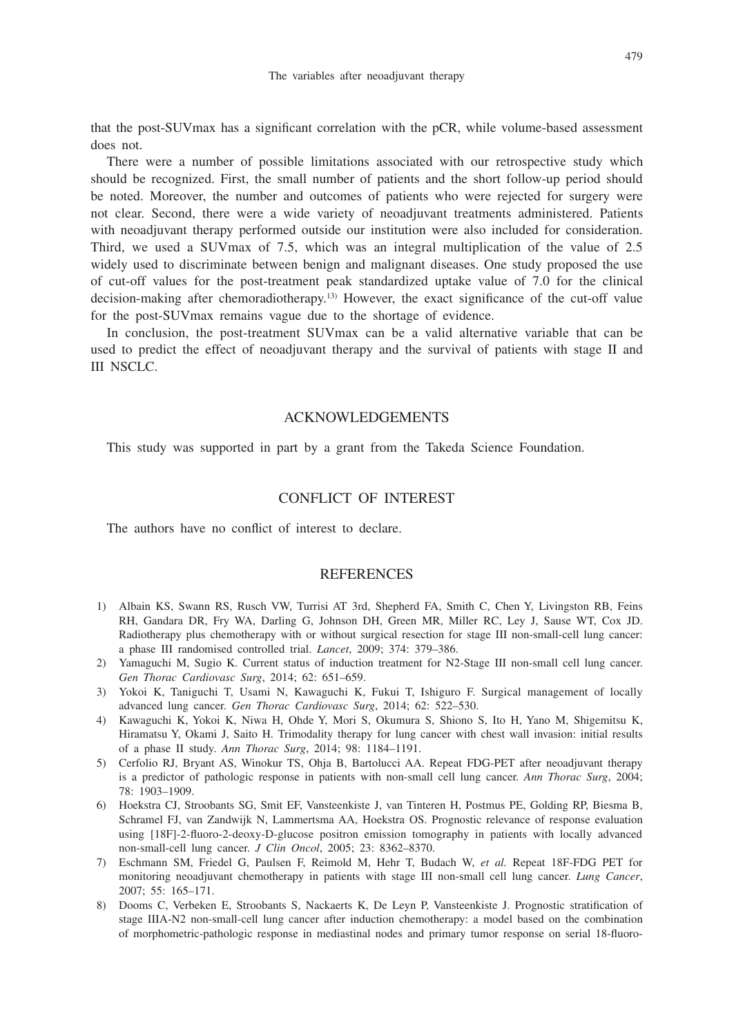that the post-SUVmax has a significant correlation with the pCR, while volume-based assessment does not.

There were a number of possible limitations associated with our retrospective study which should be recognized. First, the small number of patients and the short follow-up period should be noted. Moreover, the number and outcomes of patients who were rejected for surgery were not clear. Second, there were a wide variety of neoadjuvant treatments administered. Patients with neoadjuvant therapy performed outside our institution were also included for consideration. Third, we used a SUVmax of 7.5, which was an integral multiplication of the value of 2.5 widely used to discriminate between benign and malignant diseases. One study proposed the use of cut-off values for the post-treatment peak standardized uptake value of 7.0 for the clinical decision-making after chemoradiotherapy.[13] However, the exact significance of the cut-off value for the post-SUVmax remains vague due to the shortage of evidence.

In conclusion, the post-treatment SUVmax can be a valid alternative variable that can be used to predict the effect of neoadjuvant therapy and the survival of patients with stage II and III NSCLC.

## ACKNOWLEDGEMENTS

This study was supported in part by a grant from the Takeda Science Foundation.

## CONFLICT OF INTEREST

The authors have no conflict of interest to declare.

## REFERENCES

1) Albain KS, Swann RS, Rusch VW, Turrisi AT 3rd, Shepherd FA, Smith C, Chen Y, Livingston RB, Feins RH, Gandara DR, Fry WA, Darling G, Johnson DH, Green MR, Miller RC, Ley J, Sause WT, Cox JD. Radiotherapy plus chemotherapy with or without surgical resection for stage III non-small-cell lung cancer: a phase III randomised controlled trial. *Lancet*, 2009; 374: 379–386.
2) Yamaguchi M, Sugio K. Current status of induction treatment for N2-Stage III non-small cell lung cancer. *Gen Thorac Cardiovasc Surg*, 2014; 62: 651–659.
3) Yokoi K, Taniguchi T, Usami N, Kawaguchi K, Fukui T, Ishiguro F. Surgical management of locally advanced lung cancer. *Gen Thorac Cardiovasc Surg*, 2014; 62: 522–530.
4) Kawaguchi K, Yokoi K, Niwa H, Ohde Y, Mori S, Okumura S, Shiono S, Ito H, Yano M, Shigemitsu K, Hiramatsu Y, Okami J, Saito H. Trimodality therapy for lung cancer with chest wall invasion: initial results of a phase II study. *Ann Thorac Surg*, 2014; 98: 1184–1191.
5) Cerfolio RJ, Bryant AS, Winokur TS, Ohja B, Bartolucci AA. Repeat FDG-PET after neoadjuvant therapy is a predictor of pathologic response in patients with non-small cell lung cancer. *Ann Thorac Surg*, 2004; 78: 1903–1909.
6) Hoekstra CJ, Stroobants SG, Smit EF, Vansteenkiste J, van Tinteren H, Postmus PE, Golding RP, Biesma B, Schramel FJ, van Zandwijk N, Lammertsma AA, Hoekstra OS. Prognostic relevance of response evaluation using [18F]-2-fluoro-2-deoxy-D-glucose positron emission tomography in patients with locally advanced non-small-cell lung cancer. *J Clin Oncol*, 2005; 23: 8362–8370.
7) Eschmann SM, Friedel G, Paulsen F, Reimold M, Hehr T, Budach W, *et al.* Repeat 18F-FDG PET for monitoring neoadjuvant chemotherapy in patients with stage III non-small cell lung cancer. *Lung Cancer*, 2007; 55: 165–171.
8) Dooms C, Verbeken E, Stroobants S, Nackaerts K, De Leyn P, Vansteenkiste J. Prognostic stratification of stage IIIA-N2 non-small-cell lung cancer after induction chemotherapy: a model based on the combination of morphometric-pathologic response in mediastinal nodes and primary tumor response on serial 18-fluoro-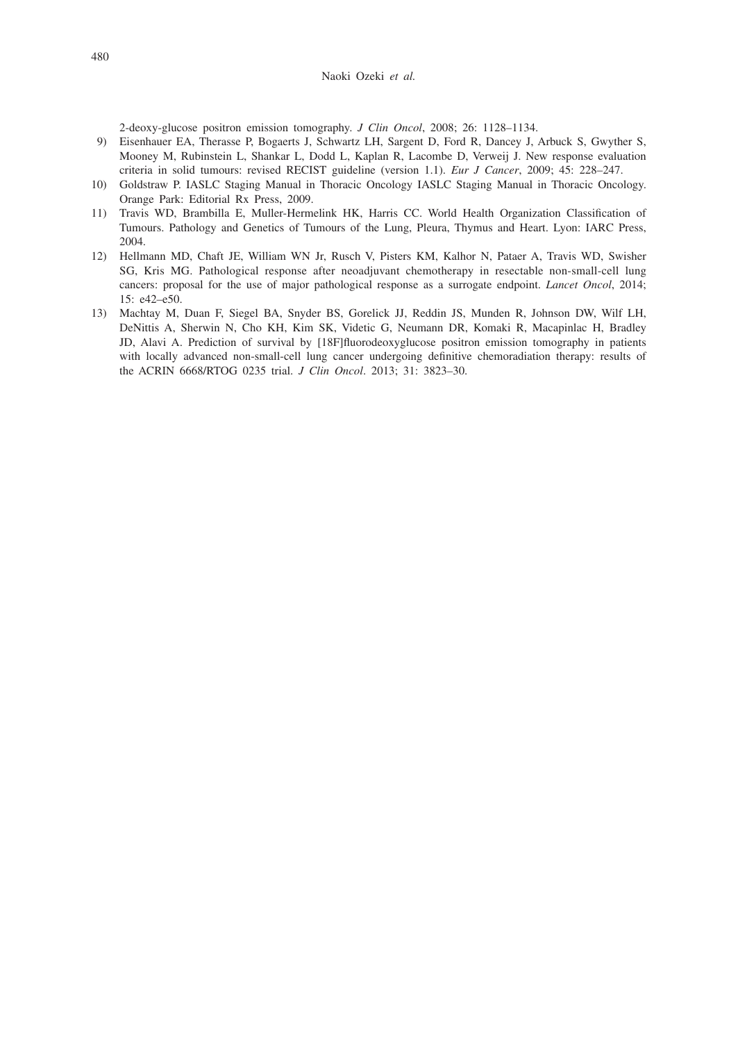2-deoxy-glucose positron emission tomography. *J Clin Oncol*, 2008; 26: 1128–1134.

9) Eisenhauer EA, Therasse P, Bogaerts J, Schwartz LH, Sargent D, Ford R, Dancey J, Arbuck S, Gwyther S, Mooney M, Rubinstein L, Shankar L, Dodd L, Kaplan R, Lacombe D, Verweij J. New response evaluation criteria in solid tumours: revised RECIST guideline (version 1.1). *Eur J Cancer*, 2009; 45: 228–247.
10) Goldstraw P. IASLC Staging Manual in Thoracic Oncology IASLC Staging Manual in Thoracic Oncology. Orange Park: Editorial Rx Press, 2009.
11) Travis WD, Brambilla E, Muller-Hermelink HK, Harris CC. World Health Organization Classification of Tumours. Pathology and Genetics of Tumours of the Lung, Pleura, Thymus and Heart. Lyon: IARC Press, 2004.
12) Hellmann MD, Chaft JE, William WN Jr, Rusch V, Pisters KM, Kalhor N, Pataer A, Travis WD, Swisher SG, Kris MG. Pathological response after neoadjuvant chemotherapy in resectable non-small-cell lung cancers: proposal for the use of major pathological response as a surrogate endpoint. *Lancet Oncol*, 2014; 15: e42–e50.
13) Machtay M, Duan F, Siegel BA, Snyder BS, Gorelick JJ, Reddin JS, Munden R, Johnson DW, Wilf LH, DeNittis A, Sherwin N, Cho KH, Kim SK, Videtic G, Neumann DR, Komaki R, Macapinlac H, Bradley JD, Alavi A. Prediction of survival by [18F]fluorodeoxyglucose positron emission tomography in patients with locally advanced non-small-cell lung cancer undergoing definitive chemoradiation therapy: results of the ACRIN 6668/RTOG 0235 trial. *J Clin Oncol*. 2013; 31: 3823–30.